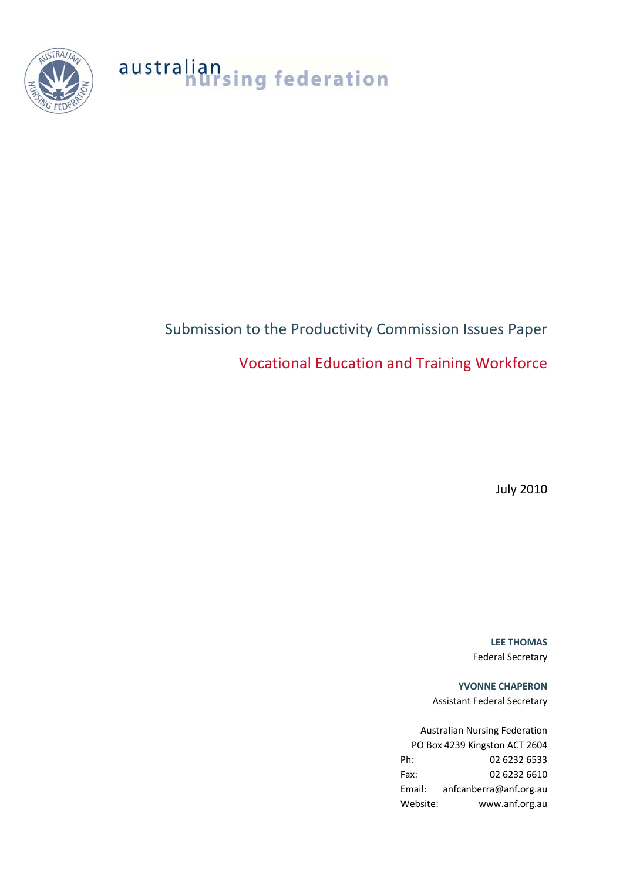australian nursing federation

# Submission to the Productivity Commission Issues Paper

## Vocational Education and Training Workforce

July 2010

**LEE THOMAS**
Federal Secretary

**YVONNE CHAPERON**
Assistant Federal Secretary

Australian Nursing Federation
PO Box 4239 Kingston ACT 2604
Ph: 02 6232 6533
Fax: 02 6232 6610
Email: anfcanberra@anf.org.au
Website: www.anf.org.au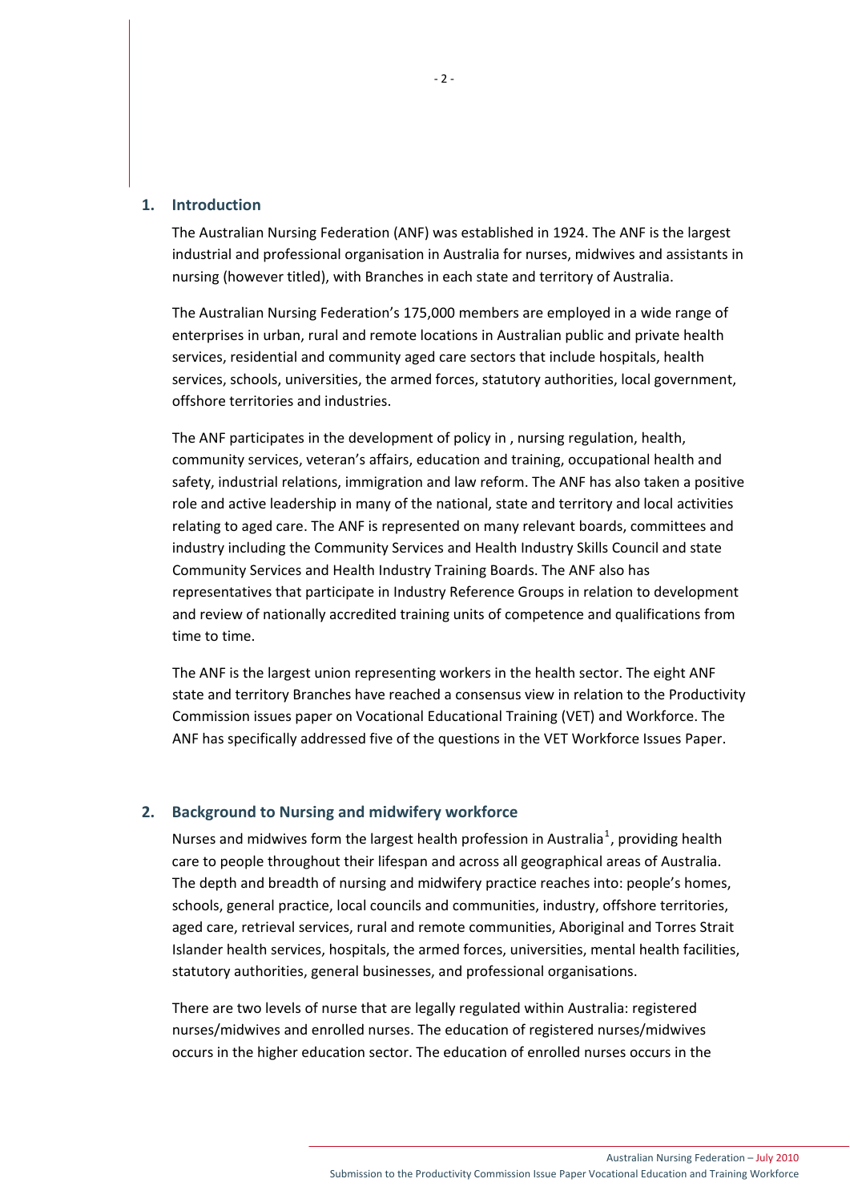## 1. Introduction

The Australian Nursing Federation (ANF) was established in 1924. The ANF is the largest industrial and professional organisation in Australia for nurses, midwives and assistants in nursing (however titled), with Branches in each state and territory of Australia.

The Australian Nursing Federation's 175,000 members are employed in a wide range of enterprises in urban, rural and remote locations in Australian public and private health services, residential and community aged care sectors that include hospitals, health services, schools, universities, the armed forces, statutory authorities, local government, offshore territories and industries.

The ANF participates in the development of policy in , nursing regulation, health, community services, veteran's affairs, education and training, occupational health and safety, industrial relations, immigration and law reform. The ANF has also taken a positive role and active leadership in many of the national, state and territory and local activities relating to aged care. The ANF is represented on many relevant boards, committees and industry including the Community Services and Health Industry Skills Council and state Community Services and Health Industry Training Boards. The ANF also has representatives that participate in Industry Reference Groups in relation to development and review of nationally accredited training units of competence and qualifications from time to time.

The ANF is the largest union representing workers in the health sector. The eight ANF state and territory Branches have reached a consensus view in relation to the Productivity Commission issues paper on Vocational Educational Training (VET) and Workforce. The ANF has specifically addressed five of the questions in the VET Workforce Issues Paper.

## 2. Background to Nursing and midwifery workforce

Nurses and midwives form the largest health profession in Australia[1], providing health care to people throughout their lifespan and across all geographical areas of Australia. The depth and breadth of nursing and midwifery practice reaches into: people's homes, schools, general practice, local councils and communities, industry, offshore territories, aged care, retrieval services, rural and remote communities, Aboriginal and Torres Strait Islander health services, hospitals, the armed forces, universities, mental health facilities, statutory authorities, general businesses, and professional organisations.

There are two levels of nurse that are legally regulated within Australia: registered nurses/midwives and enrolled nurses. The education of registered nurses/midwives occurs in the higher education sector. The education of enrolled nurses occurs in the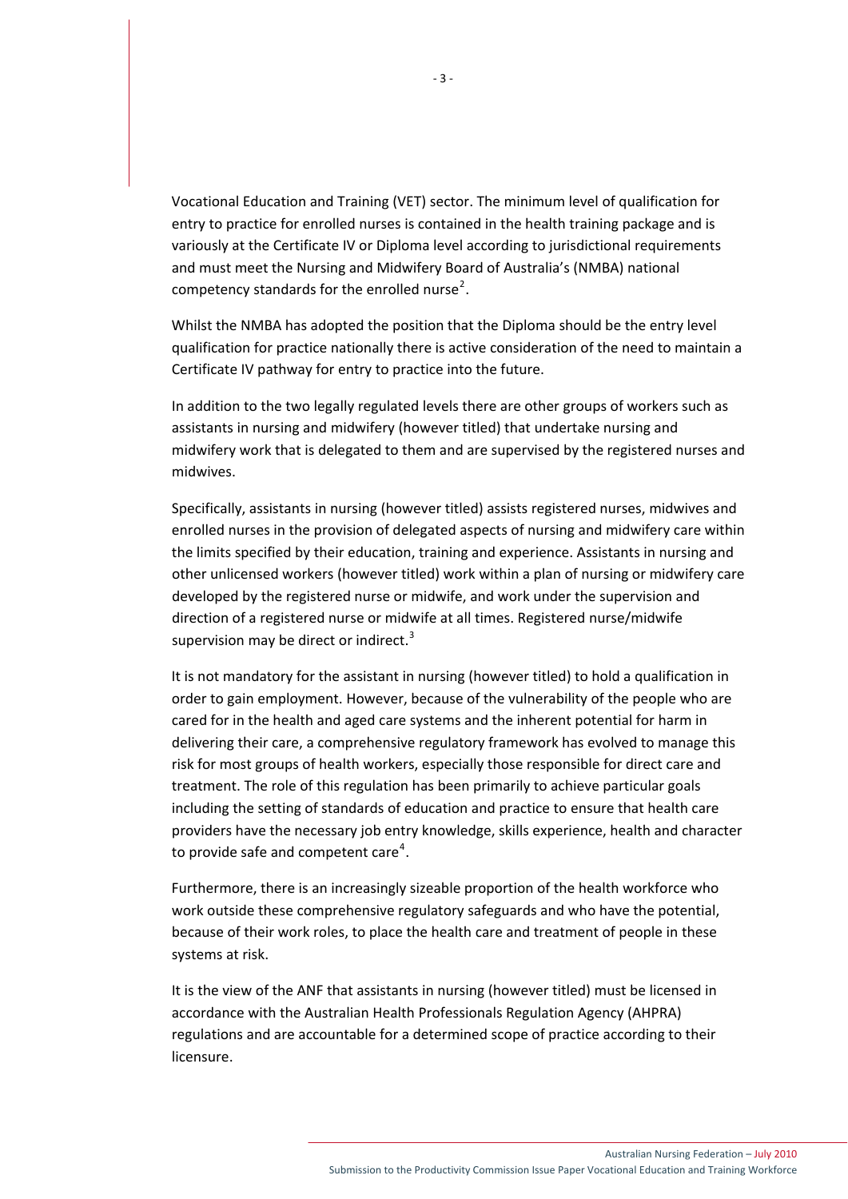Vocational Education and Training (VET) sector. The minimum level of qualification for entry to practice for enrolled nurses is contained in the health training package and is variously at the Certificate IV or Diploma level according to jurisdictional requirements and must meet the Nursing and Midwifery Board of Australia's (NMBA) national competency standards for the enrolled nurse[2].

Whilst the NMBA has adopted the position that the Diploma should be the entry level qualification for practice nationally there is active consideration of the need to maintain a Certificate IV pathway for entry to practice into the future.

In addition to the two legally regulated levels there are other groups of workers such as assistants in nursing and midwifery (however titled) that undertake nursing and midwifery work that is delegated to them and are supervised by the registered nurses and midwives.

Specifically, assistants in nursing (however titled) assists registered nurses, midwives and enrolled nurses in the provision of delegated aspects of nursing and midwifery care within the limits specified by their education, training and experience. Assistants in nursing and other unlicensed workers (however titled) work within a plan of nursing or midwifery care developed by the registered nurse or midwife, and work under the supervision and direction of a registered nurse or midwife at all times. Registered nurse/midwife supervision may be direct or indirect.[3]

It is not mandatory for the assistant in nursing (however titled) to hold a qualification in order to gain employment. However, because of the vulnerability of the people who are cared for in the health and aged care systems and the inherent potential for harm in delivering their care, a comprehensive regulatory framework has evolved to manage this risk for most groups of health workers, especially those responsible for direct care and treatment. The role of this regulation has been primarily to achieve particular goals including the setting of standards of education and practice to ensure that health care providers have the necessary job entry knowledge, skills experience, health and character to provide safe and competent care[4].

Furthermore, there is an increasingly sizeable proportion of the health workforce who work outside these comprehensive regulatory safeguards and who have the potential, because of their work roles, to place the health care and treatment of people in these systems at risk.

It is the view of the ANF that assistants in nursing (however titled) must be licensed in accordance with the Australian Health Professionals Regulation Agency (AHPRA) regulations and are accountable for a determined scope of practice according to their licensure.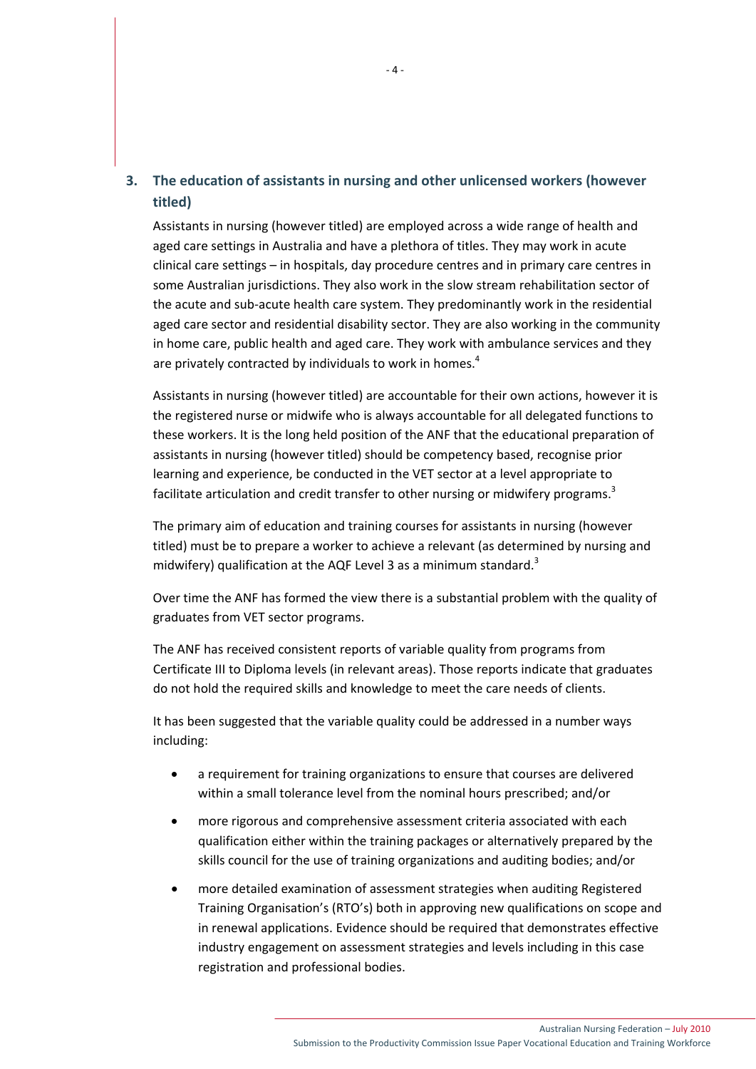## 3. The education of assistants in nursing and other unlicensed workers (however titled)

Assistants in nursing (however titled) are employed across a wide range of health and aged care settings in Australia and have a plethora of titles. They may work in acute clinical care settings – in hospitals, day procedure centres and in primary care centres in some Australian jurisdictions. They also work in the slow stream rehabilitation sector of the acute and sub-acute health care system. They predominantly work in the residential aged care sector and residential disability sector. They are also working in the community in home care, public health and aged care. They work with ambulance services and they are privately contracted by individuals to work in homes.[4]

Assistants in nursing (however titled) are accountable for their own actions, however it is the registered nurse or midwife who is always accountable for all delegated functions to these workers. It is the long held position of the ANF that the educational preparation of assistants in nursing (however titled) should be competency based, recognise prior learning and experience, be conducted in the VET sector at a level appropriate to facilitate articulation and credit transfer to other nursing or midwifery programs.[3]

The primary aim of education and training courses for assistants in nursing (however titled) must be to prepare a worker to achieve a relevant (as determined by nursing and midwifery) qualification at the AQF Level 3 as a minimum standard.[3]

Over time the ANF has formed the view there is a substantial problem with the quality of graduates from VET sector programs.

The ANF has received consistent reports of variable quality from programs from Certificate III to Diploma levels (in relevant areas). Those reports indicate that graduates do not hold the required skills and knowledge to meet the care needs of clients.

It has been suggested that the variable quality could be addressed in a number ways including:

- a requirement for training organizations to ensure that courses are delivered within a small tolerance level from the nominal hours prescribed; and/or
- more rigorous and comprehensive assessment criteria associated with each qualification either within the training packages or alternatively prepared by the skills council for the use of training organizations and auditing bodies; and/or
- more detailed examination of assessment strategies when auditing Registered Training Organisation's (RTO's) both in approving new qualifications on scope and in renewal applications. Evidence should be required that demonstrates effective industry engagement on assessment strategies and levels including in this case registration and professional bodies.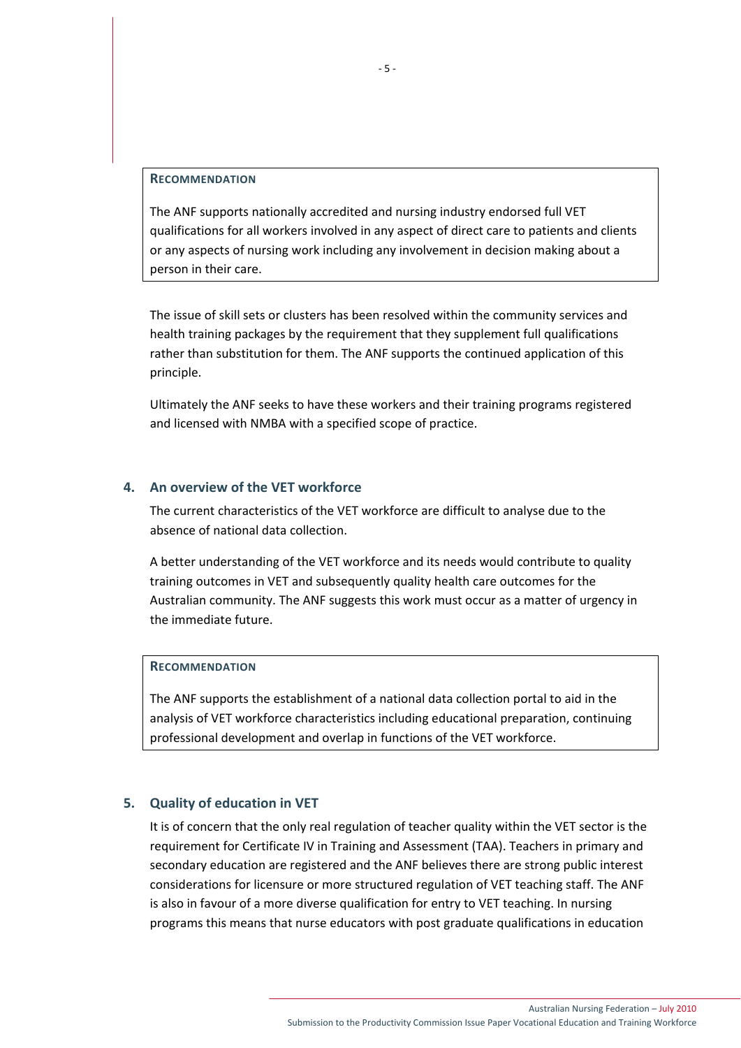**RECOMMENDATION**

The ANF supports nationally accredited and nursing industry endorsed full VET qualifications for all workers involved in any aspect of direct care to patients and clients or any aspects of nursing work including any involvement in decision making about a person in their care.

The issue of skill sets or clusters has been resolved within the community services and health training packages by the requirement that they supplement full qualifications rather than substitution for them. The ANF supports the continued application of this principle.

Ultimately the ANF seeks to have these workers and their training programs registered and licensed with NMBA with a specified scope of practice.

## 4. An overview of the VET workforce

The current characteristics of the VET workforce are difficult to analyse due to the absence of national data collection.

A better understanding of the VET workforce and its needs would contribute to quality training outcomes in VET and subsequently quality health care outcomes for the Australian community. The ANF suggests this work must occur as a matter of urgency in the immediate future.

**RECOMMENDATION**

The ANF supports the establishment of a national data collection portal to aid in the analysis of VET workforce characteristics including educational preparation, continuing professional development and overlap in functions of the VET workforce.

## 5. Quality of education in VET

It is of concern that the only real regulation of teacher quality within the VET sector is the requirement for Certificate IV in Training and Assessment (TAA). Teachers in primary and secondary education are registered and the ANF believes there are strong public interest considerations for licensure or more structured regulation of VET teaching staff. The ANF is also in favour of a more diverse qualification for entry to VET teaching. In nursing programs this means that nurse educators with post graduate qualifications in education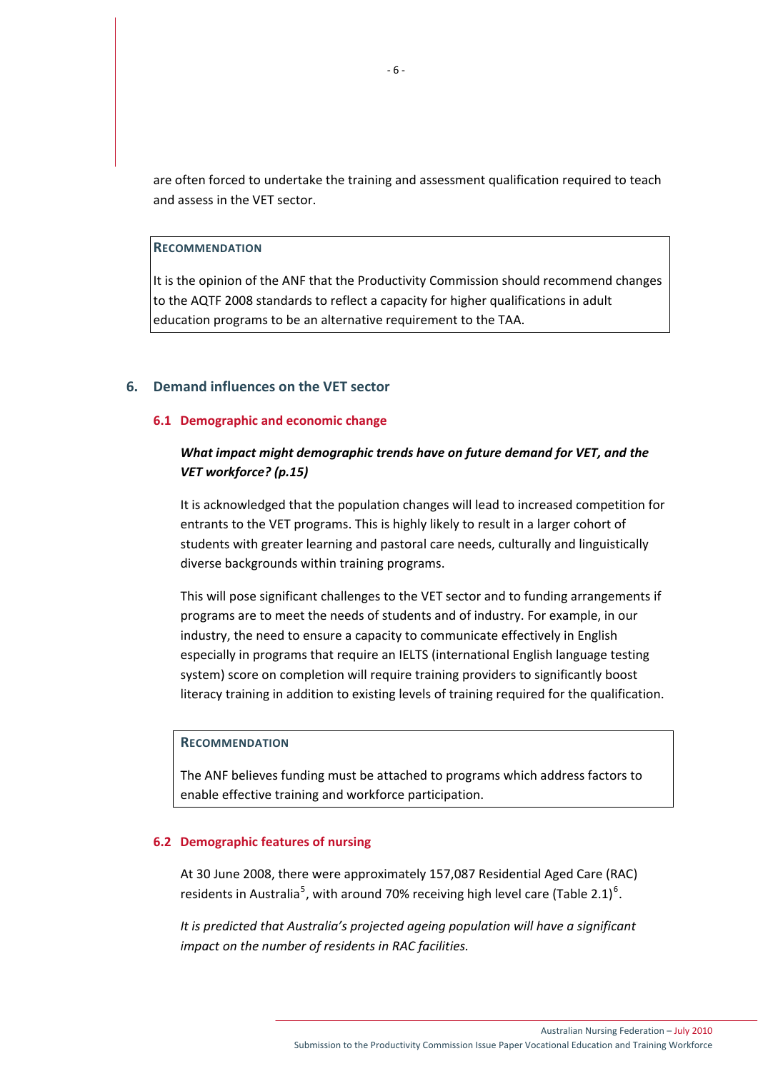are often forced to undertake the training and assessment qualification required to teach and assess in the VET sector.

**RECOMMENDATION**

It is the opinion of the ANF that the Productivity Commission should recommend changes to the AQTF 2008 standards to reflect a capacity for higher qualifications in adult education programs to be an alternative requirement to the TAA.

## 6. Demand influences on the VET sector

### 6.1 Demographic and economic change

***What impact might demographic trends have on future demand for VET, and the VET workforce? (p.15)***

It is acknowledged that the population changes will lead to increased competition for entrants to the VET programs. This is highly likely to result in a larger cohort of students with greater learning and pastoral care needs, culturally and linguistically diverse backgrounds within training programs.

This will pose significant challenges to the VET sector and to funding arrangements if programs are to meet the needs of students and of industry. For example, in our industry, the need to ensure a capacity to communicate effectively in English especially in programs that require an IELTS (international English language testing system) score on completion will require training providers to significantly boost literacy training in addition to existing levels of training required for the qualification.

**RECOMMENDATION**

The ANF believes funding must be attached to programs which address factors to enable effective training and workforce participation.

### 6.2 Demographic features of nursing

At 30 June 2008, there were approximately 157,087 Residential Aged Care (RAC) residents in Australia[5], with around 70% receiving high level care (Table 2.1)[6].

*It is predicted that Australia's projected ageing population will have a significant impact on the number of residents in RAC facilities.*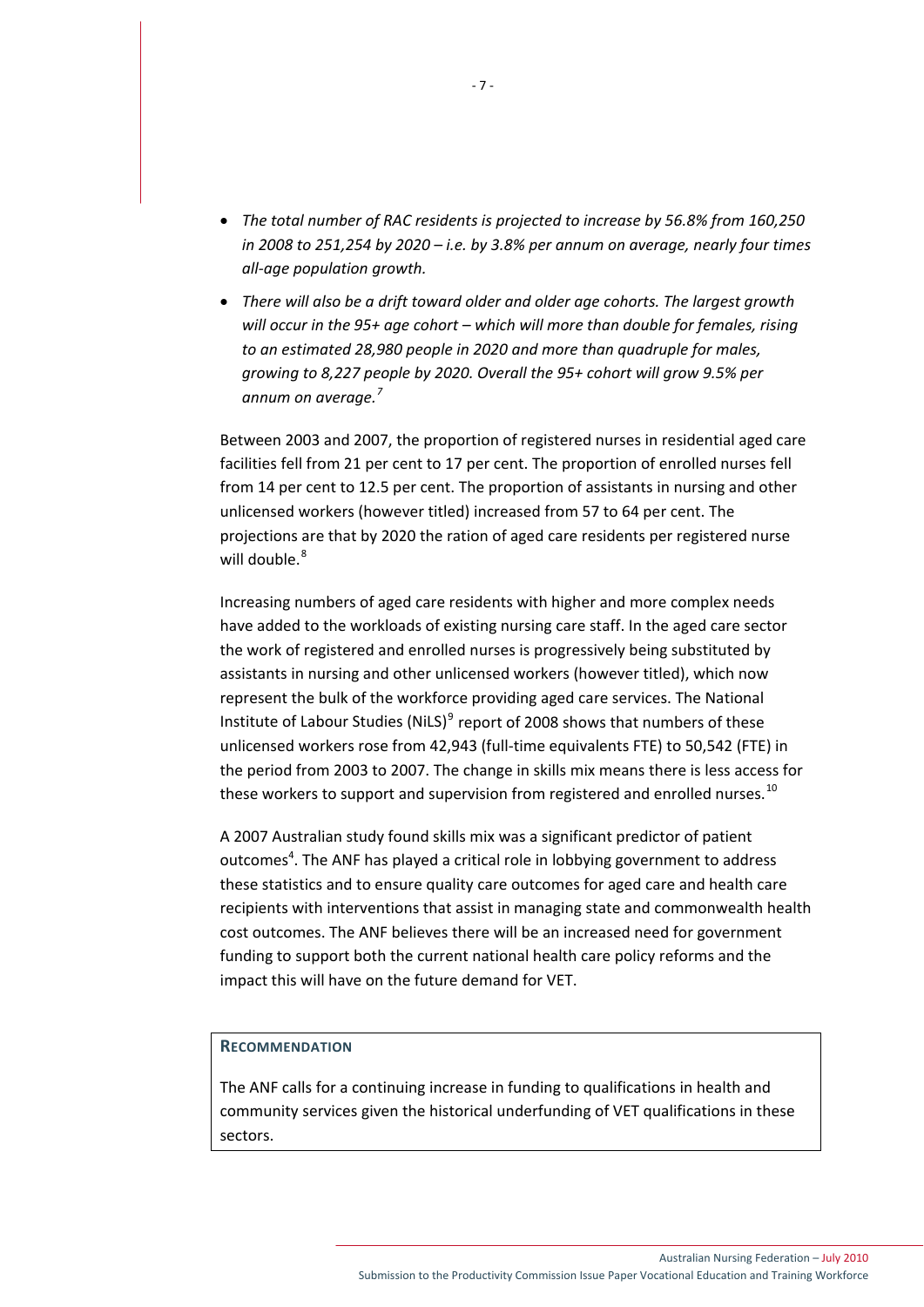- *The total number of RAC residents is projected to increase by 56.8% from 160,250 in 2008 to 251,254 by 2020 – i.e. by 3.8% per annum on average, nearly four times all-age population growth.*
- *There will also be a drift toward older and older age cohorts. The largest growth will occur in the 95+ age cohort – which will more than double for females, rising to an estimated 28,980 people in 2020 and more than quadruple for males, growing to 8,227 people by 2020. Overall the 95+ cohort will grow 9.5% per annum on average.*[7]

Between 2003 and 2007, the proportion of registered nurses in residential aged care facilities fell from 21 per cent to 17 per cent. The proportion of enrolled nurses fell from 14 per cent to 12.5 per cent. The proportion of assistants in nursing and other unlicensed workers (however titled) increased from 57 to 64 per cent. The projections are that by 2020 the ration of aged care residents per registered nurse will double.[8]

Increasing numbers of aged care residents with higher and more complex needs have added to the workloads of existing nursing care staff. In the aged care sector the work of registered and enrolled nurses is progressively being substituted by assistants in nursing and other unlicensed workers (however titled), which now represent the bulk of the workforce providing aged care services. The National Institute of Labour Studies (NiLS)[9] report of 2008 shows that numbers of these unlicensed workers rose from 42,943 (full-time equivalents FTE) to 50,542 (FTE) in the period from 2003 to 2007. The change in skills mix means there is less access for these workers to support and supervision from registered and enrolled nurses.[10]

A 2007 Australian study found skills mix was a significant predictor of patient outcomes[4]. The ANF has played a critical role in lobbying government to address these statistics and to ensure quality care outcomes for aged care and health care recipients with interventions that assist in managing state and commonwealth health cost outcomes. The ANF believes there will be an increased need for government funding to support both the current national health care policy reforms and the impact this will have on the future demand for VET.

**RECOMMENDATION**

The ANF calls for a continuing increase in funding to qualifications in health and community services given the historical underfunding of VET qualifications in these sectors.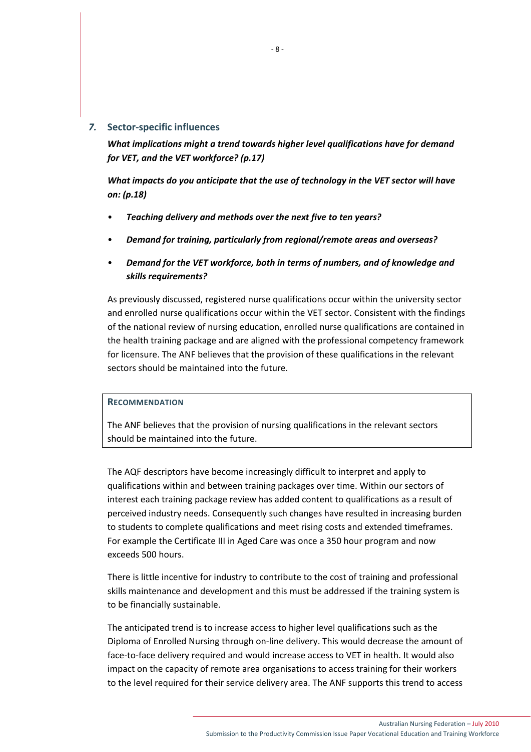## *7.* Sector-specific influences

***What implications might a trend towards higher level qualifications have for demand for VET, and the VET workforce? (p.17)***

***What impacts do you anticipate that the use of technology in the VET sector will have on: (p.18)***

- ***Teaching delivery and methods over the next five to ten years?***
- ***Demand for training, particularly from regional/remote areas and overseas?***
- ***Demand for the VET workforce, both in terms of numbers, and of knowledge and skills requirements?***

As previously discussed, registered nurse qualifications occur within the university sector and enrolled nurse qualifications occur within the VET sector. Consistent with the findings of the national review of nursing education, enrolled nurse qualifications are contained in the health training package and are aligned with the professional competency framework for licensure. The ANF believes that the provision of these qualifications in the relevant sectors should be maintained into the future.

**RECOMMENDATION**

The ANF believes that the provision of nursing qualifications in the relevant sectors should be maintained into the future.

The AQF descriptors have become increasingly difficult to interpret and apply to qualifications within and between training packages over time. Within our sectors of interest each training package review has added content to qualifications as a result of perceived industry needs. Consequently such changes have resulted in increasing burden to students to complete qualifications and meet rising costs and extended timeframes. For example the Certificate III in Aged Care was once a 350 hour program and now exceeds 500 hours.

There is little incentive for industry to contribute to the cost of training and professional skills maintenance and development and this must be addressed if the training system is to be financially sustainable.

The anticipated trend is to increase access to higher level qualifications such as the Diploma of Enrolled Nursing through on-line delivery. This would decrease the amount of face-to-face delivery required and would increase access to VET in health. It would also impact on the capacity of remote area organisations to access training for their workers to the level required for their service delivery area. The ANF supports this trend to access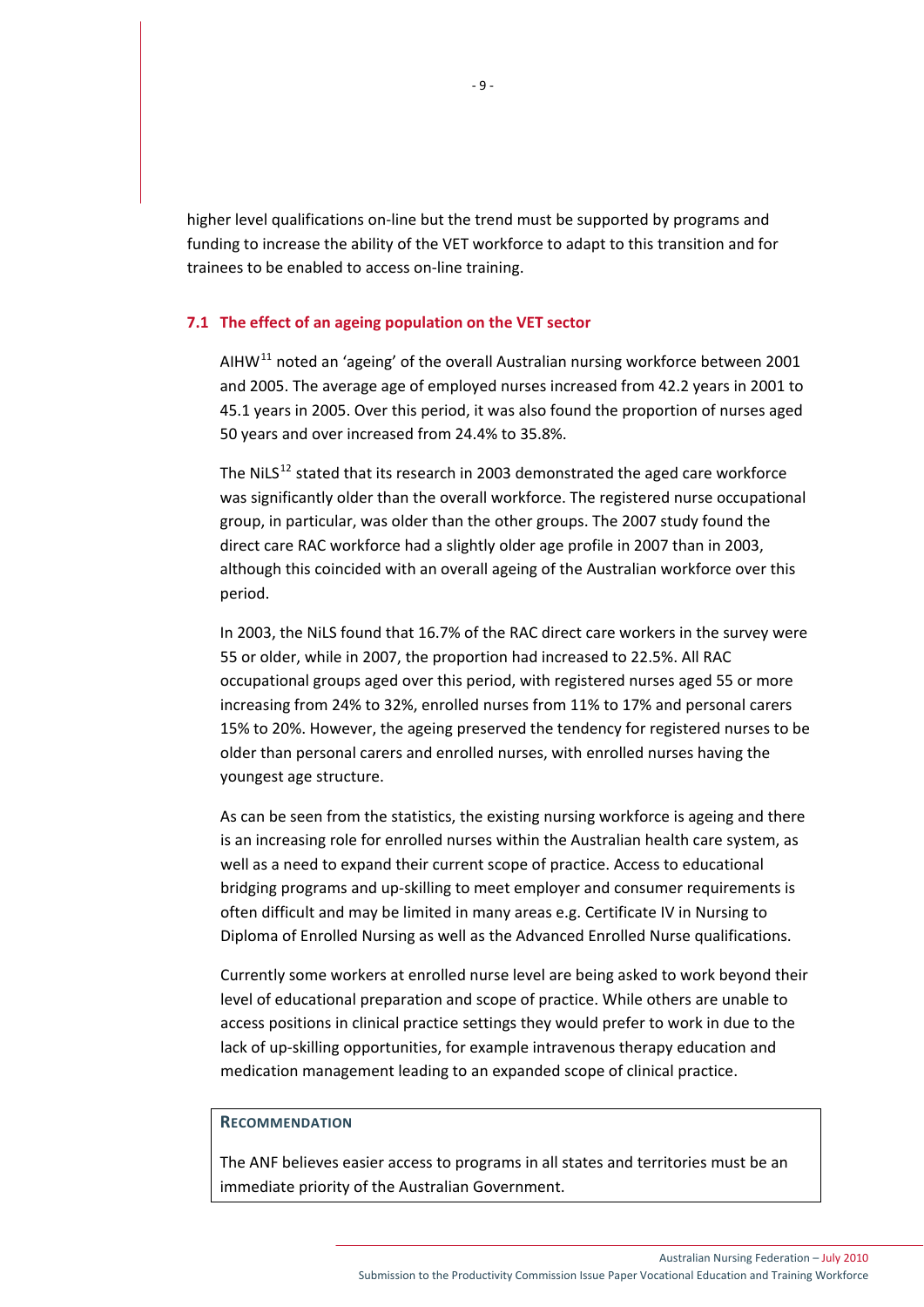higher level qualifications on-line but the trend must be supported by programs and funding to increase the ability of the VET workforce to adapt to this transition and for trainees to be enabled to access on-line training.

### 7.1 The effect of an ageing population on the VET sector

AIHW[11] noted an 'ageing' of the overall Australian nursing workforce between 2001 and 2005. The average age of employed nurses increased from 42.2 years in 2001 to 45.1 years in 2005. Over this period, it was also found the proportion of nurses aged 50 years and over increased from 24.4% to 35.8%.

The NiLS[12] stated that its research in 2003 demonstrated the aged care workforce was significantly older than the overall workforce. The registered nurse occupational group, in particular, was older than the other groups. The 2007 study found the direct care RAC workforce had a slightly older age profile in 2007 than in 2003, although this coincided with an overall ageing of the Australian workforce over this period.

In 2003, the NiLS found that 16.7% of the RAC direct care workers in the survey were 55 or older, while in 2007, the proportion had increased to 22.5%. All RAC occupational groups aged over this period, with registered nurses aged 55 or more increasing from 24% to 32%, enrolled nurses from 11% to 17% and personal carers 15% to 20%. However, the ageing preserved the tendency for registered nurses to be older than personal carers and enrolled nurses, with enrolled nurses having the youngest age structure.

As can be seen from the statistics, the existing nursing workforce is ageing and there is an increasing role for enrolled nurses within the Australian health care system, as well as a need to expand their current scope of practice. Access to educational bridging programs and up-skilling to meet employer and consumer requirements is often difficult and may be limited in many areas e.g. Certificate IV in Nursing to Diploma of Enrolled Nursing as well as the Advanced Enrolled Nurse qualifications.

Currently some workers at enrolled nurse level are being asked to work beyond their level of educational preparation and scope of practice. While others are unable to access positions in clinical practice settings they would prefer to work in due to the lack of up-skilling opportunities, for example intravenous therapy education and medication management leading to an expanded scope of clinical practice.

**RECOMMENDATION**

The ANF believes easier access to programs in all states and territories must be an immediate priority of the Australian Government.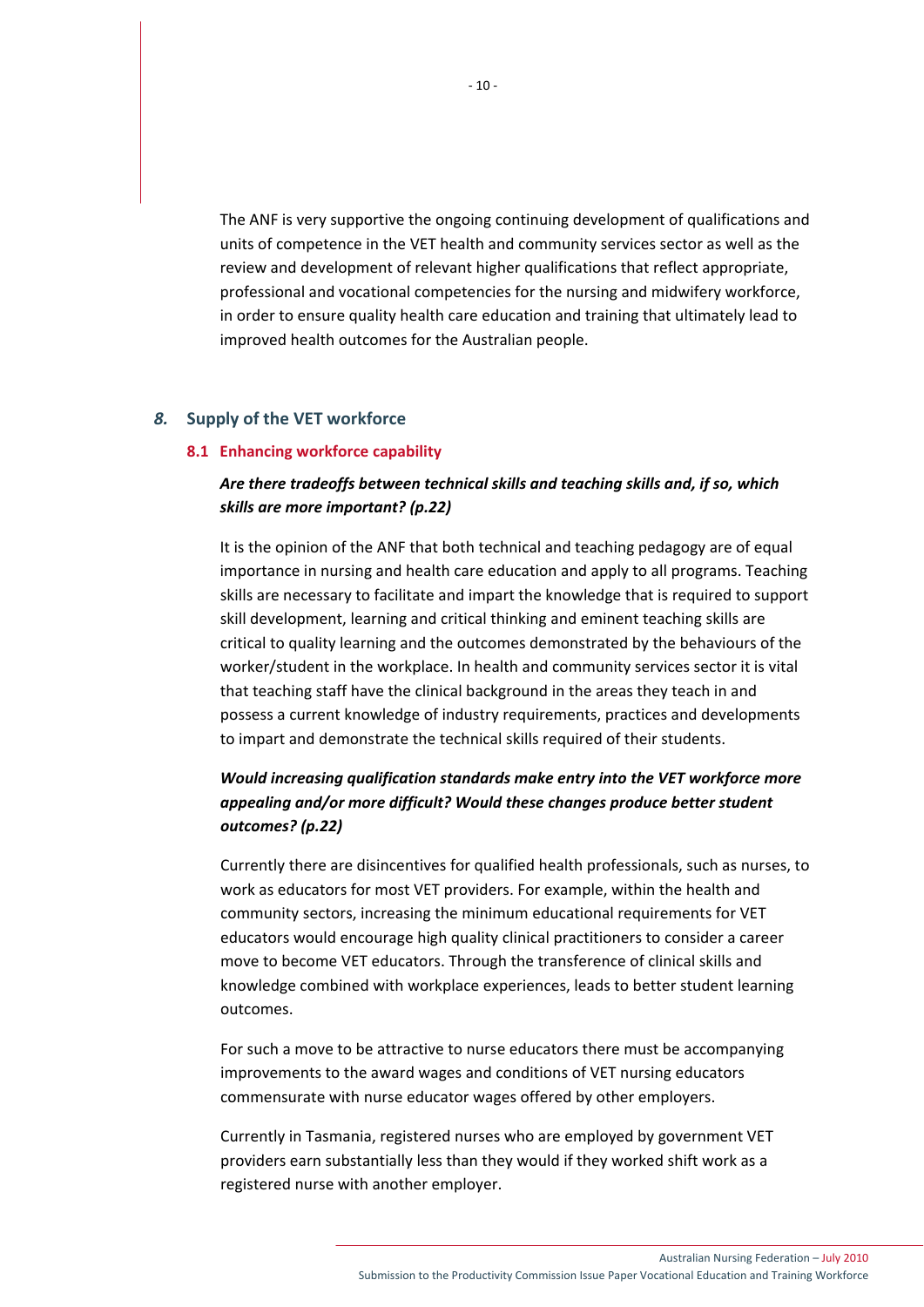The ANF is very supportive the ongoing continuing development of qualifications and units of competence in the VET health and community services sector as well as the review and development of relevant higher qualifications that reflect appropriate, professional and vocational competencies for the nursing and midwifery workforce, in order to ensure quality health care education and training that ultimately lead to improved health outcomes for the Australian people.

## *8.* Supply of the VET workforce

### 8.1 Enhancing workforce capability

***Are there tradeoffs between technical skills and teaching skills and, if so, which skills are more important? (p.22)***

It is the opinion of the ANF that both technical and teaching pedagogy are of equal importance in nursing and health care education and apply to all programs. Teaching skills are necessary to facilitate and impart the knowledge that is required to support skill development, learning and critical thinking and eminent teaching skills are critical to quality learning and the outcomes demonstrated by the behaviours of the worker/student in the workplace. In health and community services sector it is vital that teaching staff have the clinical background in the areas they teach in and possess a current knowledge of industry requirements, practices and developments to impart and demonstrate the technical skills required of their students.

***Would increasing qualification standards make entry into the VET workforce more appealing and/or more difficult? Would these changes produce better student outcomes? (p.22)***

Currently there are disincentives for qualified health professionals, such as nurses, to work as educators for most VET providers. For example, within the health and community sectors, increasing the minimum educational requirements for VET educators would encourage high quality clinical practitioners to consider a career move to become VET educators. Through the transference of clinical skills and knowledge combined with workplace experiences, leads to better student learning outcomes.

For such a move to be attractive to nurse educators there must be accompanying improvements to the award wages and conditions of VET nursing educators commensurate with nurse educator wages offered by other employers.

Currently in Tasmania, registered nurses who are employed by government VET providers earn substantially less than they would if they worked shift work as a registered nurse with another employer.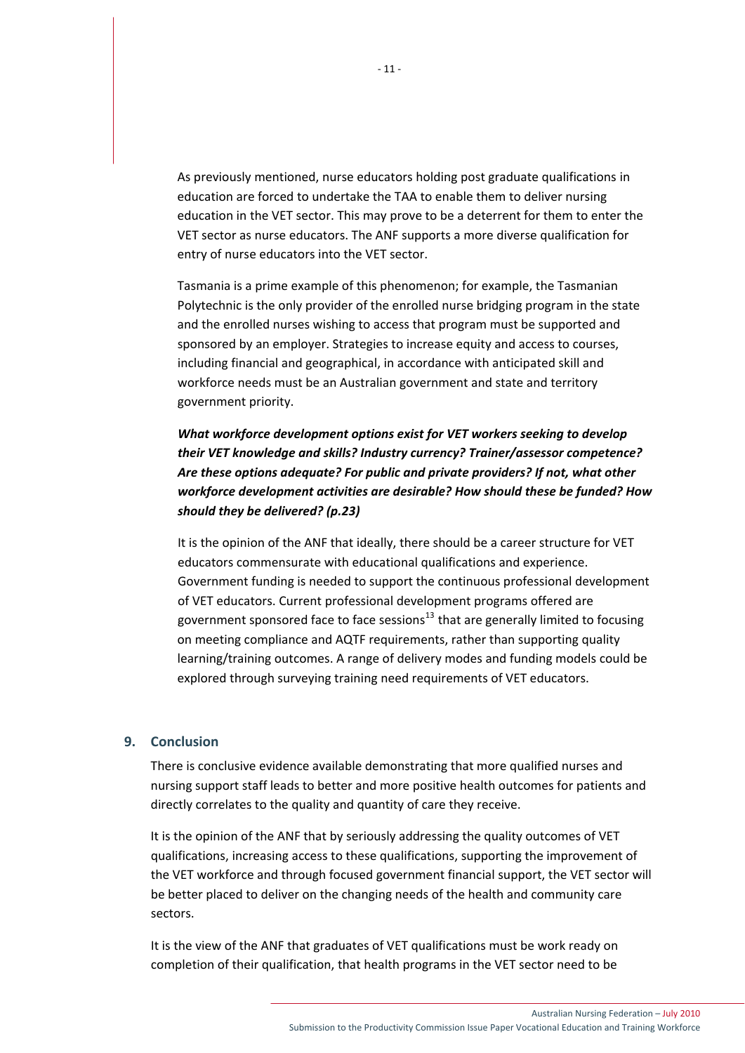As previously mentioned, nurse educators holding post graduate qualifications in education are forced to undertake the TAA to enable them to deliver nursing education in the VET sector. This may prove to be a deterrent for them to enter the VET sector as nurse educators. The ANF supports a more diverse qualification for entry of nurse educators into the VET sector.

Tasmania is a prime example of this phenomenon; for example, the Tasmanian Polytechnic is the only provider of the enrolled nurse bridging program in the state and the enrolled nurses wishing to access that program must be supported and sponsored by an employer. Strategies to increase equity and access to courses, including financial and geographical, in accordance with anticipated skill and workforce needs must be an Australian government and state and territory government priority.

***What workforce development options exist for VET workers seeking to develop their VET knowledge and skills? Industry currency? Trainer/assessor competence? Are these options adequate? For public and private providers? If not, what other workforce development activities are desirable? How should these be funded? How should they be delivered? (p.23)***

It is the opinion of the ANF that ideally, there should be a career structure for VET educators commensurate with educational qualifications and experience. Government funding is needed to support the continuous professional development of VET educators. Current professional development programs offered are government sponsored face to face sessions[13] that are generally limited to focusing on meeting compliance and AQTF requirements, rather than supporting quality learning/training outcomes. A range of delivery modes and funding models could be explored through surveying training need requirements of VET educators.

## 9. Conclusion

There is conclusive evidence available demonstrating that more qualified nurses and nursing support staff leads to better and more positive health outcomes for patients and directly correlates to the quality and quantity of care they receive.

It is the opinion of the ANF that by seriously addressing the quality outcomes of VET qualifications, increasing access to these qualifications, supporting the improvement of the VET workforce and through focused government financial support, the VET sector will be better placed to deliver on the changing needs of the health and community care sectors.

It is the view of the ANF that graduates of VET qualifications must be work ready on completion of their qualification, that health programs in the VET sector need to be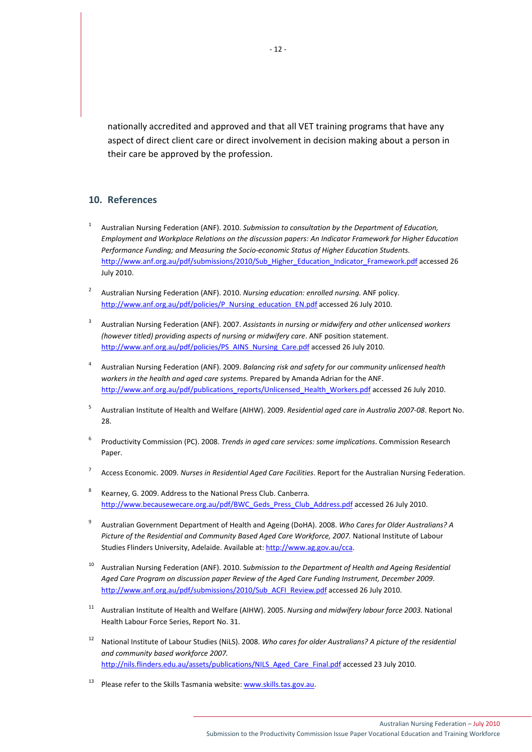nationally accredited and approved and that all VET training programs that have any aspect of direct client care or direct involvement in decision making about a person in their care be approved by the profession.

## 10. References

[1] Australian Nursing Federation (ANF). 2010. *Submission to consultation by the Department of Education, Employment and Workplace Relations on the discussion papers: An Indicator Framework for Higher Education Performance Funding; and Measuring the Socio-economic Status of Higher Education Students.* http://www.anf.org.au/pdf/submissions/2010/Sub_Higher_Education_Indicator_Framework.pdf accessed 26 July 2010.

[2] Australian Nursing Federation (ANF). 2010. *Nursing education: enrolled nursing.* ANF policy. http://www.anf.org.au/pdf/policies/P_Nursing_education_EN.pdf accessed 26 July 2010.

[3] Australian Nursing Federation (ANF). 2007. *Assistants in nursing or midwifery and other unlicensed workers (however titled) providing aspects of nursing or midwifery care*. ANF position statement. http://www.anf.org.au/pdf/policies/PS_AINS_Nursing_Care.pdf accessed 26 July 2010.

[4] Australian Nursing Federation (ANF). 2009. *Balancing risk and safety for our community unlicensed health workers in the health and aged care systems.* Prepared by Amanda Adrian for the ANF. http://www.anf.org.au/pdf/publications_reports/Unlicensed_Health_Workers.pdf accessed 26 July 2010.

[5] Australian Institute of Health and Welfare (AIHW). 2009. *Residential aged care in Australia 2007-08*. Report No. 28.

[6] Productivity Commission (PC). 2008. *Trends in aged care services: some implications*. Commission Research Paper.

[7] Access Economic. 2009. *Nurses in Residential Aged Care Facilities*. Report for the Australian Nursing Federation.

[8] Kearney, G. 2009. Address to the National Press Club. Canberra. http://www.becausewecare.org.au/pdf/BWC_Geds_Press_Club_Address.pdf accessed 26 July 2010.

[9] Australian Government Department of Health and Ageing (DoHA). 2008. *Who Cares for Older Australians? A Picture of the Residential and Community Based Aged Care Workforce, 2007.* National Institute of Labour Studies Flinders University, Adelaide. Available at: http://www.ag.gov.au/cca.

[10] Australian Nursing Federation (ANF). 2010. *Submission to the Department of Health and Ageing Residential Aged Care Program on discussion paper Review of the Aged Care Funding Instrument, December 2009*. http://www.anf.org.au/pdf/submissions/2010/Sub_ACFI_Review.pdf accessed 26 July 2010.

[11] Australian Institute of Health and Welfare (AIHW). 2005. *Nursing and midwifery labour force 2003.* National Health Labour Force Series, Report No. 31.

[12] National Institute of Labour Studies (NiLS). 2008. *Who cares for older Australians? A picture of the residential and community based workforce 2007.* http://nils.flinders.edu.au/assets/publications/NILS_Aged_Care_Final.pdf accessed 23 July 2010.

[13] Please refer to the Skills Tasmania website: www.skills.tas.gov.au.